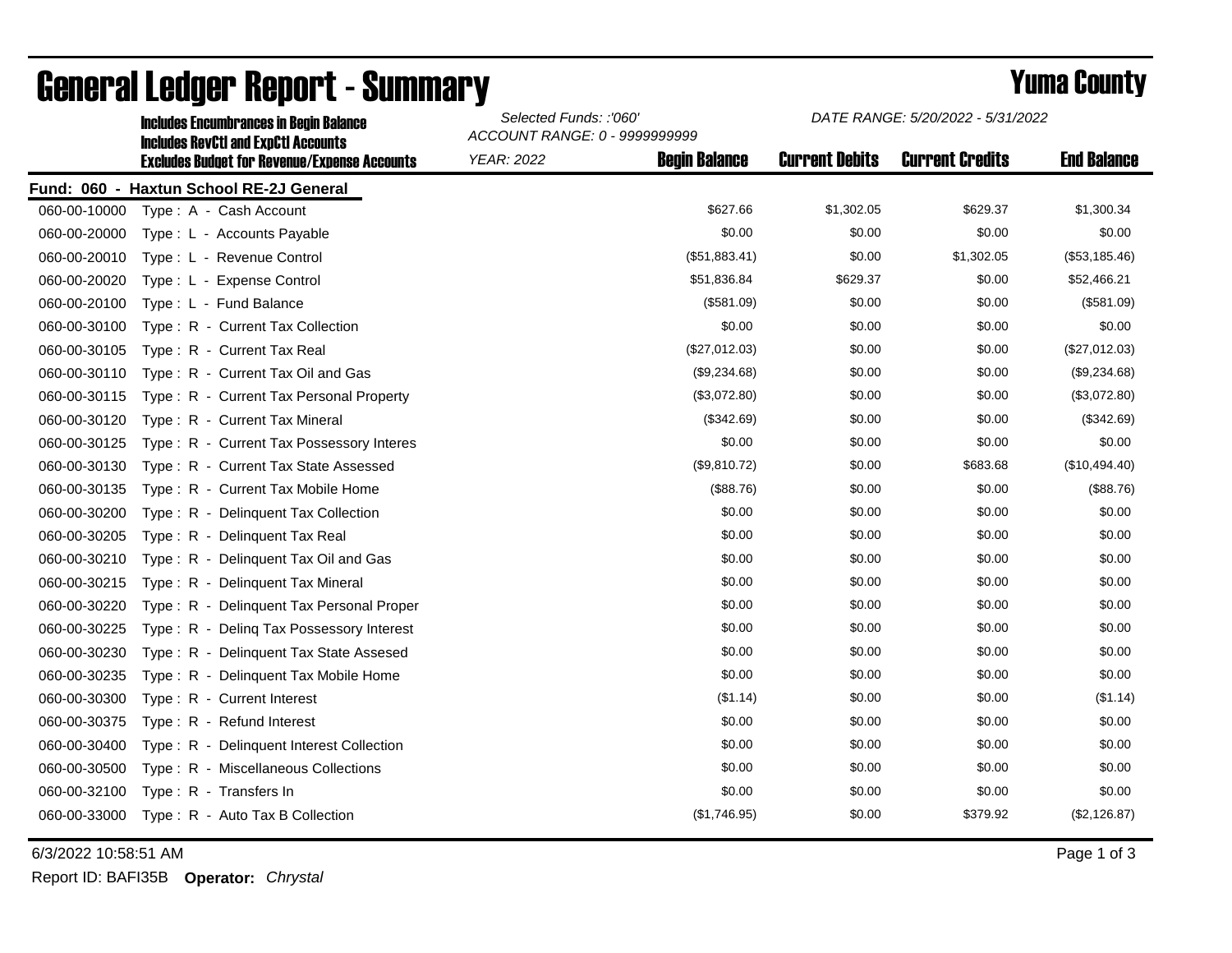# General Ledger Report - Summary

## Yuma County

**Includes Encumbrances in Begin Balance**
**Includes RevCtl and ExpCtl Accounts**
**Excludes Budget for Revenue/Expense Accounts**

*Selected Funds: :'060'*
*ACCOUNT RANGE: 0 - 9999999999*
*YEAR: 2022*

*DATE RANGE: 5/20/2022 - 5/31/2022*

**Fund: 060 - Haxtun School RE-2J General**

| Account | Description | Begin Balance | Current Debits | Current Credits | End Balance |
|---|---|---|---|---|---|
| 060-00-10000 | Type : A - Cash Account | $627.66 | $1,302.05 | $629.37 | $1,300.34 |
| 060-00-20000 | Type : L - Accounts Payable | $0.00 | $0.00 | $0.00 | $0.00 |
| 060-00-20010 | Type : L - Revenue Control | ($51,883.41) | $0.00 | $1,302.05 | ($53,185.46) |
| 060-00-20020 | Type : L - Expense Control | $51,836.84 | $629.37 | $0.00 | $52,466.21 |
| 060-00-20100 | Type : L - Fund Balance | ($581.09) | $0.00 | $0.00 | ($581.09) |
| 060-00-30100 | Type : R - Current Tax Collection | $0.00 | $0.00 | $0.00 | $0.00 |
| 060-00-30105 | Type : R - Current Tax Real | ($27,012.03) | $0.00 | $0.00 | ($27,012.03) |
| 060-00-30110 | Type : R - Current Tax Oil and Gas | ($9,234.68) | $0.00 | $0.00 | ($9,234.68) |
| 060-00-30115 | Type : R - Current Tax Personal Property | ($3,072.80) | $0.00 | $0.00 | ($3,072.80) |
| 060-00-30120 | Type : R - Current Tax Mineral | ($342.69) | $0.00 | $0.00 | ($342.69) |
| 060-00-30125 | Type : R - Current Tax Possessory Interes | $0.00 | $0.00 | $0.00 | $0.00 |
| 060-00-30130 | Type : R - Current Tax State Assessed | ($9,810.72) | $0.00 | $683.68 | ($10,494.40) |
| 060-00-30135 | Type : R - Current Tax Mobile Home | ($88.76) | $0.00 | $0.00 | ($88.76) |
| 060-00-30200 | Type : R - Delinquent Tax Collection | $0.00 | $0.00 | $0.00 | $0.00 |
| 060-00-30205 | Type : R - Delinquent Tax Real | $0.00 | $0.00 | $0.00 | $0.00 |
| 060-00-30210 | Type : R - Delinquent Tax Oil and Gas | $0.00 | $0.00 | $0.00 | $0.00 |
| 060-00-30215 | Type : R - Delinquent Tax Mineral | $0.00 | $0.00 | $0.00 | $0.00 |
| 060-00-30220 | Type : R - Delinquent Tax Personal Proper | $0.00 | $0.00 | $0.00 | $0.00 |
| 060-00-30225 | Type : R - Delinq Tax Possessory Interest | $0.00 | $0.00 | $0.00 | $0.00 |
| 060-00-30230 | Type : R - Delinquent Tax State Assesed | $0.00 | $0.00 | $0.00 | $0.00 |
| 060-00-30235 | Type : R - Delinquent Tax Mobile Home | $0.00 | $0.00 | $0.00 | $0.00 |
| 060-00-30300 | Type : R - Current Interest | ($1.14) | $0.00 | $0.00 | ($1.14) |
| 060-00-30375 | Type : R - Refund Interest | $0.00 | $0.00 | $0.00 | $0.00 |
| 060-00-30400 | Type : R - Delinquent Interest Collection | $0.00 | $0.00 | $0.00 | $0.00 |
| 060-00-30500 | Type : R - Miscellaneous Collections | $0.00 | $0.00 | $0.00 | $0.00 |
| 060-00-32100 | Type : R - Transfers In | $0.00 | $0.00 | $0.00 | $0.00 |
| 060-00-33000 | Type : R - Auto Tax B Collection | ($1,746.95) | $0.00 | $379.92 | ($2,126.87) |

6/3/2022 10:58:51 AM

Report ID: BAFI35B **Operator:** *Chrystal*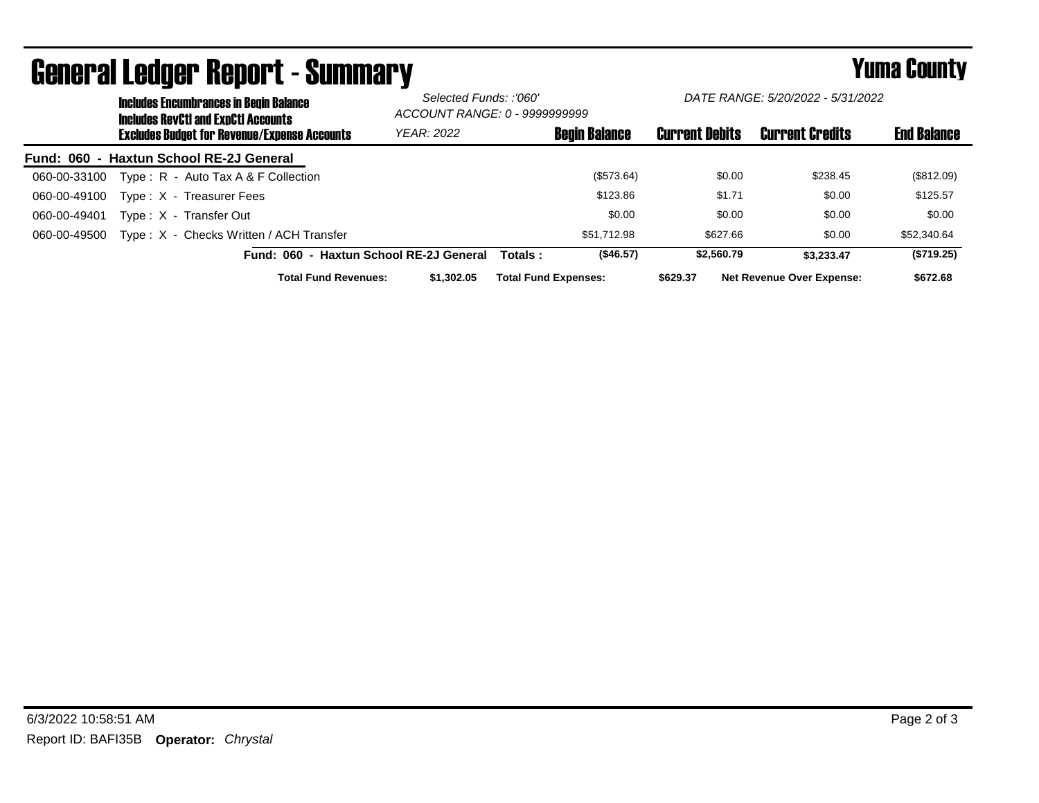# General Ledger Report - Summary

## Yuma County

**Includes Encumbrances in Begin Balance**
**Includes RevCtl and ExpCtl Accounts**
**Excludes Budget for Revenue/Expense Accounts**

*Selected Funds: :'060'*
*ACCOUNT RANGE: 0 - 9999999999*
*YEAR: 2022*

*DATE RANGE: 5/20/2022 - 5/31/2022*

| | | Begin Balance | Current Debits | Current Credits | End Balance |
|---|---|---|---|---|---|
| **Fund: 060 - Haxtun School RE-2J General** | | | | | |
| 060-00-33100 | Type : R - Auto Tax A & F Collection | ($573.64) | $0.00 | $238.45 | ($812.09) |
| 060-00-49100 | Type : X - Treasurer Fees | $123.86 | $1.71 | $0.00 | $125.57 |
| 060-00-49401 | Type : X - Transfer Out | $0.00 | $0.00 | $0.00 | $0.00 |
| 060-00-49500 | Type : X - Checks Written / ACH Transfer | $51,712.98 | $627.66 | $0.00 | $52,340.64 |
| | **Fund: 060 - Haxtun School RE-2J General Totals :** | **($46.57)** | **$2,560.79** | **$3,233.47** | **($719.25)** |

**Total Fund Revenues:** $1,302.05 **Total Fund Expenses:** $629.37 **Net Revenue Over Expense:** $672.68

6/3/2022 10:58:51 AM

Report ID: BAFI35B **Operator:** *Chrystal*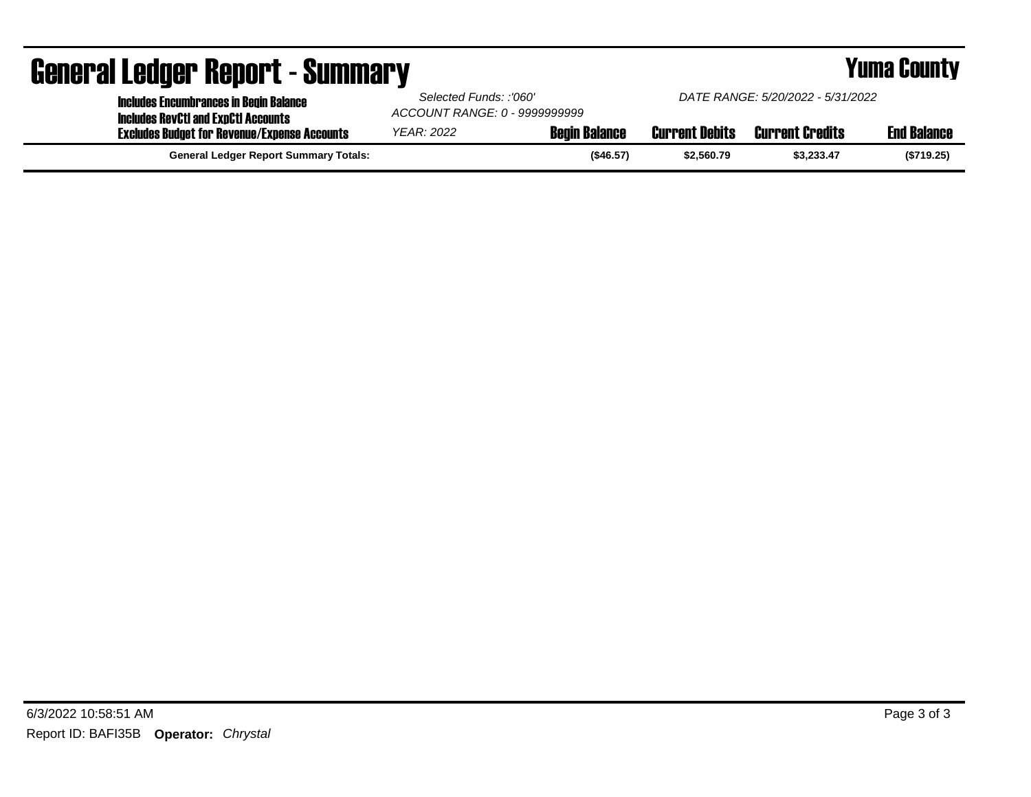# General Ledger Report - Summary

## Yuma County

**Includes Encumbrances in Begin Balance**
**Includes RevCtl and ExpCtl Accounts**
**Excludes Budget for Revenue/Expense Accounts**

*Selected Funds: :'060'*
*ACCOUNT RANGE: 0 - 9999999999*
*YEAR: 2022*

*DATE RANGE: 5/20/2022 - 5/31/2022*

| | Begin Balance | Current Debits | Current Credits | End Balance |
|---|---|---|---|---|
| **General Ledger Report Summary Totals:** | **($46.57)** | **$2,560.79** | **$3,233.47** | **($719.25)** |

6/3/2022 10:58:51 AM

Report ID: BAFI35B **Operator:** *Chrystal*